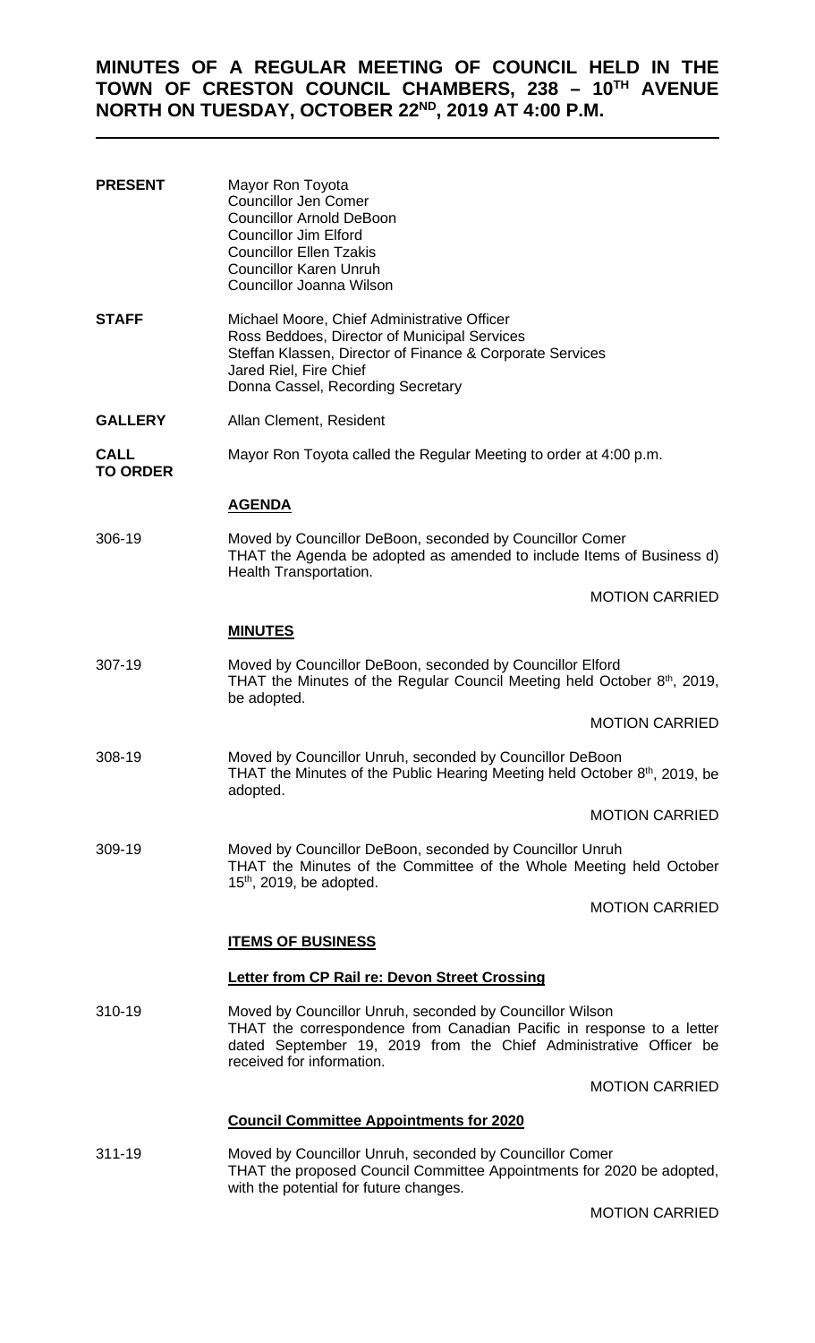# MINUTES OF A REGULAR MEETING OF COUNCIL HELD IN THE TOWN OF CRESTON COUNCIL CHAMBERS, 238 – 10TH AVENUE NORTH ON TUESDAY, OCTOBER 22ND, 2019 AT 4:00 P.M.

**PRESENT**

Mayor Ron Toyota
Councillor Jen Comer
Councillor Arnold DeBoon
Councillor Jim Elford
Councillor Ellen Tzakis
Councillor Karen Unruh
Councillor Joanna Wilson

**STAFF**

Michael Moore, Chief Administrative Officer
Ross Beddoes, Director of Municipal Services
Steffan Klassen, Director of Finance & Corporate Services
Jared Riel, Fire Chief
Donna Cassel, Recording Secretary

**GALLERY**

Allan Clement, Resident

**CALL TO ORDER**

Mayor Ron Toyota called the Regular Meeting to order at 4:00 p.m.

## AGENDA

306-19

Moved by Councillor DeBoon, seconded by Councillor Comer
THAT the Agenda be adopted as amended to include Items of Business d) Health Transportation.

MOTION CARRIED

## MINUTES

307-19

Moved by Councillor DeBoon, seconded by Councillor Elford
THAT the Minutes of the Regular Council Meeting held October 8th, 2019, be adopted.

MOTION CARRIED

308-19

Moved by Councillor Unruh, seconded by Councillor DeBoon
THAT the Minutes of the Public Hearing Meeting held October 8th, 2019, be adopted.

MOTION CARRIED

309-19

Moved by Councillor DeBoon, seconded by Councillor Unruh
THAT the Minutes of the Committee of the Whole Meeting held October 15th, 2019, be adopted.

MOTION CARRIED

## ITEMS OF BUSINESS

### Letter from CP Rail re: Devon Street Crossing

310-19

Moved by Councillor Unruh, seconded by Councillor Wilson
THAT the correspondence from Canadian Pacific in response to a letter dated September 19, 2019 from the Chief Administrative Officer be received for information.

MOTION CARRIED

### Council Committee Appointments for 2020

311-19

Moved by Councillor Unruh, seconded by Councillor Comer
THAT the proposed Council Committee Appointments for 2020 be adopted, with the potential for future changes.

MOTION CARRIED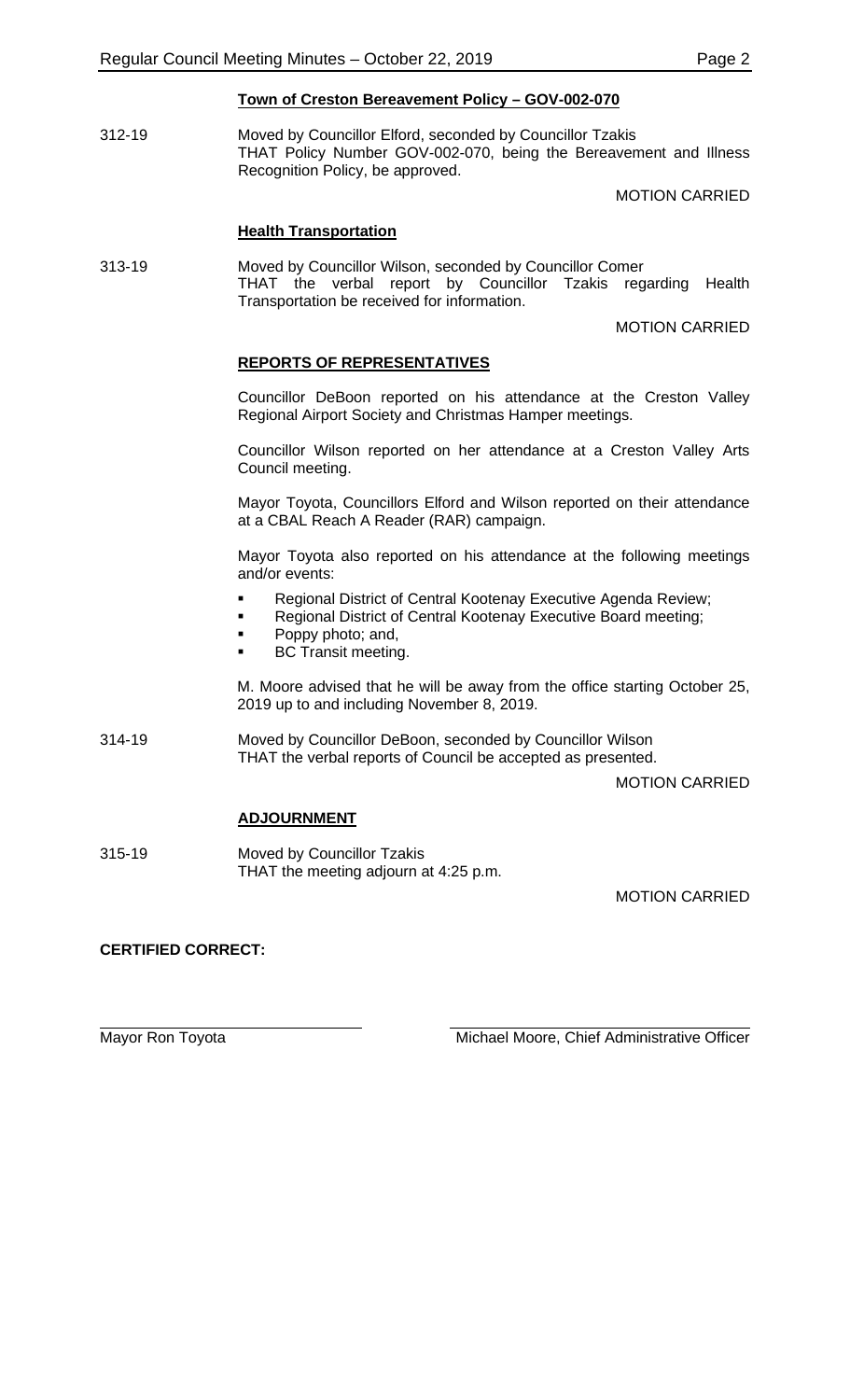**Town of Creston Bereavement Policy – GOV-002-070**

312-19 Moved by Councillor Elford, seconded by Councillor Tzakis
THAT Policy Number GOV-002-070, being the Bereavement and Illness Recognition Policy, be approved.

MOTION CARRIED

**Health Transportation**

313-19 Moved by Councillor Wilson, seconded by Councillor Comer
THAT the verbal report by Councillor Tzakis regarding Health Transportation be received for information.

MOTION CARRIED

**REPORTS OF REPRESENTATIVES**

Councillor DeBoon reported on his attendance at the Creston Valley Regional Airport Society and Christmas Hamper meetings.

Councillor Wilson reported on her attendance at a Creston Valley Arts Council meeting.

Mayor Toyota, Councillors Elford and Wilson reported on their attendance at a CBAL Reach A Reader (RAR) campaign.

Mayor Toyota also reported on his attendance at the following meetings and/or events:

- Regional District of Central Kootenay Executive Agenda Review;
- Regional District of Central Kootenay Executive Board meeting;
- Poppy photo; and,
- BC Transit meeting.

M. Moore advised that he will be away from the office starting October 25, 2019 up to and including November 8, 2019.

314-19 Moved by Councillor DeBoon, seconded by Councillor Wilson
THAT the verbal reports of Council be accepted as presented.

MOTION CARRIED

**ADJOURNMENT**

315-19 Moved by Councillor Tzakis
THAT the meeting adjourn at 4:25 p.m.

MOTION CARRIED

**CERTIFIED CORRECT:**

Mayor Ron Toyota

Michael Moore, Chief Administrative Officer